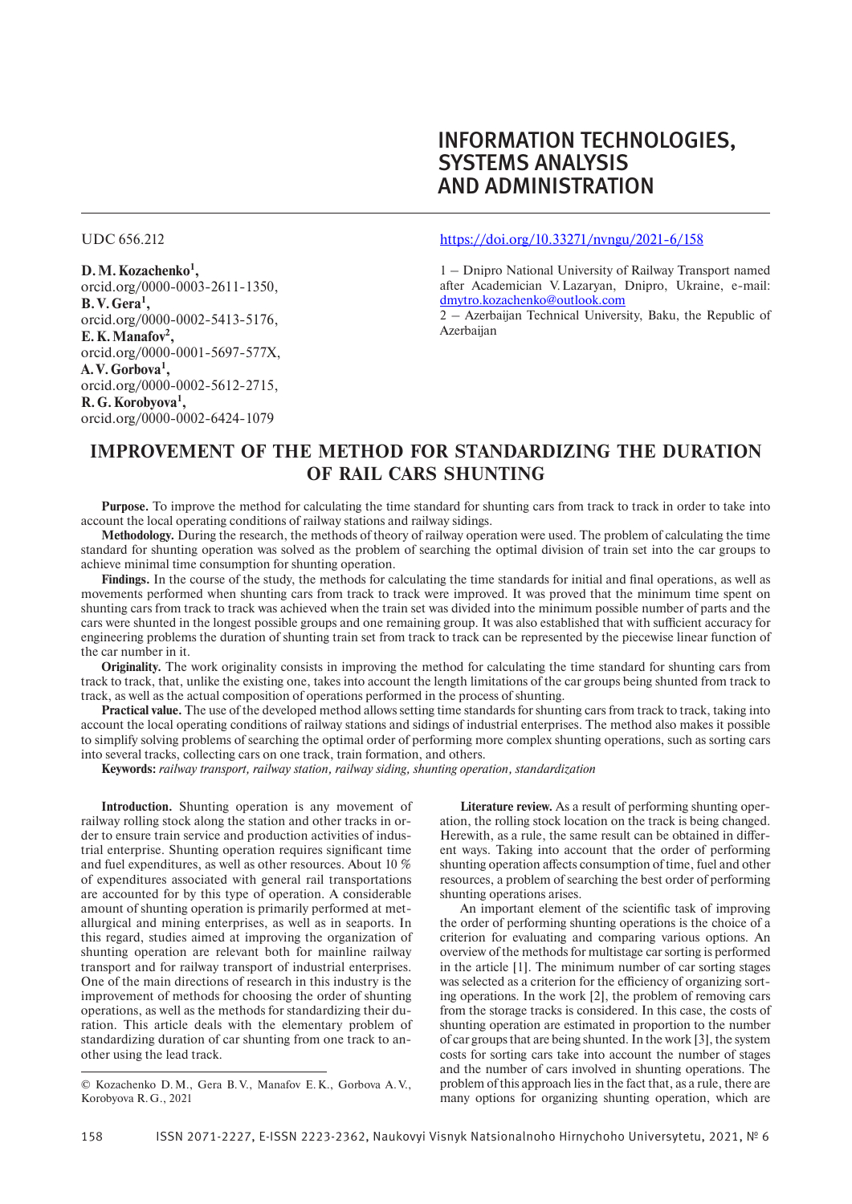# INFORMATION TECHNOLOGIES, SYSTEMS ANALYSIS AND ADMINISTRATION

UDC 656.212

https://doi.org/10.33271/nvngu/2021-6/158

**D. M. Kozachenko[1],**
orcid.org/0000-0003-2611-1350,
**B. V. Gera[1],**
orcid.org/0000-0002-5413-5176,
**E. K. Manafov[2],**
orcid.org/0000-0001-5697-577X,
**A. V. Gorbova[1],**
orcid.org/0000-0002-5612-2715,
**R. G. Korobyova[1],**
orcid.org/0000-0002-6424-1079

1 – Dnipro National University of Railway Transport named after Academician V. Lazaryan, Dnipro, Ukraine, e-mail: dmytro.kozachenko@outlook.com

2 – Azerbaijan Technical University, Baku, the Republic of Azerbaijan

## IMPROVEMENT OF THE METHOD FOR STANDARDIZING THE DURATION OF RAIL CARS SHUNTING

**Purpose.** To improve the method for calculating the time standard for shunting cars from track to track in order to take into account the local operating conditions of railway stations and railway sidings.

**Methodology.** During the research, the methods of theory of railway operation were used. The problem of calculating the time standard for shunting operation was solved as the problem of searching the optimal division of train set into the car groups to achieve minimal time consumption for shunting operation.

**Findings.** In the course of the study, the methods for calculating the time standards for initial and final operations, as well as movements performed when shunting cars from track to track were improved. It was proved that the minimum time spent on shunting cars from track to track was achieved when the train set was divided into the minimum possible number of parts and the cars were shunted in the longest possible groups and one remaining group. It was also established that with sufficient accuracy for engineering problems the duration of shunting train set from track to track can be represented by the piecewise linear function of the car number in it.

**Originality.** The work originality consists in improving the method for calculating the time standard for shunting cars from track to track, that, unlike the existing one, takes into account the length limitations of the car groups being shunted from track to track, as well as the actual composition of operations performed in the process of shunting.

**Practical value.** The use of the developed method allows setting time standards for shunting cars from track to track, taking into account the local operating conditions of railway stations and sidings of industrial enterprises. The method also makes it possible to simplify solving problems of searching the optimal order of performing more complex shunting operations, such as sorting cars into several tracks, collecting cars on one track, train formation, and others.

**Keywords:** *railway transport, railway station, railway siding, shunting operation, standardization*

**Introduction.** Shunting operation is any movement of railway rolling stock along the station and other tracks in order to ensure train service and production activities of industrial enterprise. Shunting operation requires significant time and fuel expenditures, as well as other resources. About 10 % of expenditures associated with general rail transportations are accounted for by this type of operation. A considerable amount of shunting operation is primarily performed at metallurgical and mining enterprises, as well as in seaports. In this regard, studies aimed at improving the organization of shunting operation are relevant both for mainline railway transport and for railway transport of industrial enterprises. One of the main directions of research in this industry is the improvement of methods for choosing the order of shunting operations, as well as the methods for standardizing their duration. This article deals with the elementary problem of standardizing duration of car shunting from one track to another using the lead track.

© Kozachenko D. M., Gera B. V., Manafov E. K., Gorbova A. V., Korobyova R. G., 2021

**Literature review.** As a result of performing shunting operation, the rolling stock location on the track is being changed. Herewith, as a rule, the same result can be obtained in different ways. Taking into account that the order of performing shunting operation affects consumption of time, fuel and other resources, a problem of searching the best order of performing shunting operations arises.

An important element of the scientific task of improving the order of performing shunting operations is the choice of a criterion for evaluating and comparing various options. An overview of the methods for multistage car sorting is performed in the article [1]. The minimum number of car sorting stages was selected as a criterion for the efficiency of organizing sorting operations. In the work [2], the problem of removing cars from the storage tracks is considered. In this case, the costs of shunting operation are estimated in proportion to the number of car groups that are being shunted. In the work [3], the system costs for sorting cars take into account the number of stages and the number of cars involved in shunting operations. The problem of this approach lies in the fact that, as a rule, there are many options for organizing shunting operation, which are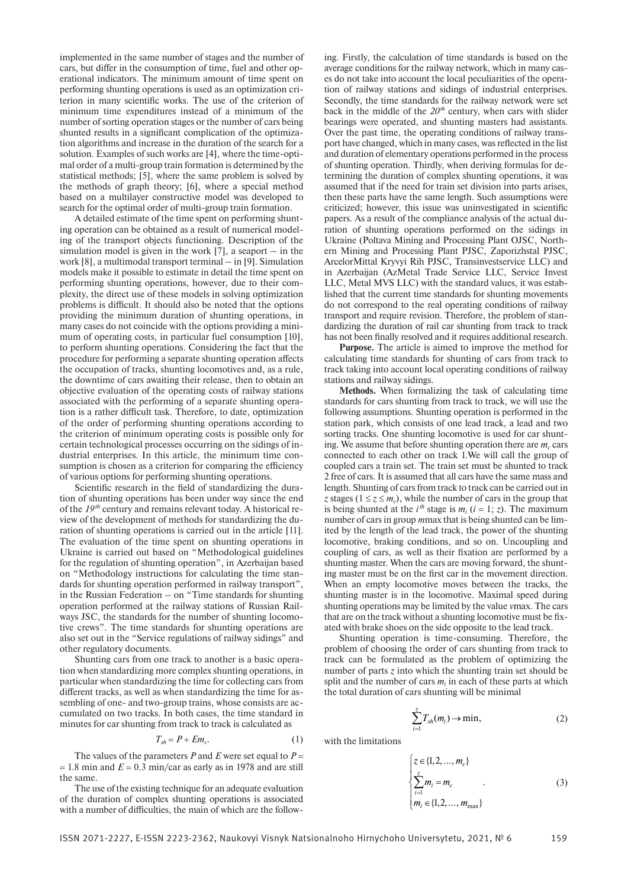implemented in the same number of stages and the number of cars, but differ in the consumption of time, fuel and other operational indicators. The minimum amount of time spent on performing shunting operations is used as an optimization criterion in many scientific works. The use of the criterion of minimum time expenditures instead of a minimum of the number of sorting operation stages or the number of cars being shunted results in a significant complication of the optimization algorithms and increase in the duration of the search for a solution. Examples of such works are [4], where the time-optimal order of a multi-group train formation is determined by the statistical methods; [5], where the same problem is solved by the methods of graph theory; [6], where a special method based on a multilayer constructive model was developed to search for the optimal order of multi-group train formation.

A detailed estimate of the time spent on performing shunting operation can be obtained as a result of numerical modeling of the transport objects functioning. Description of the simulation model is given in the work [7], a seaport – in the work [8], a multimodal transport terminal – in [9]. Simulation models make it possible to estimate in detail the time spent on performing shunting operations, however, due to their complexity, the direct use of these models in solving optimization problems is difficult. It should also be noted that the options providing the minimum duration of shunting operations, in many cases do not coincide with the options providing a minimum of operating costs, in particular fuel consumption [10], to perform shunting operations. Considering the fact that the procedure for performing a separate shunting operation affects the occupation of tracks, shunting locomotives and, as a rule, the downtime of cars awaiting their release, then to obtain an objective evaluation of the operating costs of railway stations associated with the performing of a separate shunting operation is a rather difficult task. Therefore, to date, optimization of the order of performing shunting operations according to the criterion of minimum operating costs is possible only for certain technological processes occurring on the sidings of industrial enterprises. In this article, the minimum time consumption is chosen as a criterion for comparing the efficiency of various options for performing shunting operations.

Scientific research in the field of standardizing the duration of shunting operations has been under way since the end of the $19^{th}$ century and remains relevant today. A historical review of the development of methods for standardizing the duration of shunting operations is carried out in the article [11]. The evaluation of the time spent on shunting operations in Ukraine is carried out based on "Methodological guidelines for the regulation of shunting operation", in Azerbaijan based on "Methodology instructions for calculating the time standards for shunting operation performed in railway transport", in the Russian Federation – on "Time standards for shunting operation performed at the railway stations of Russian Railways JSC, the standards for the number of shunting locomotive crews". The time standards for shunting operations are also set out in the "Service regulations of railway sidings" and other regulatory documents.

Shunting cars from one track to another is a basic operation when standardizing more complex shunting operations, in particular when standardizing the time for collecting cars from different tracks, as well as when standardizing the time for assembling of one- and two-group trains, whose consists are accumulated on two tracks. In both cases, the time standard in minutes for car shunting from track to track is calculated as

$$T_{sh} = P + Em_c. \tag{1}$$

The values of the parameters $P$ and $E$ were set equal to $P = 1.8$ min and $E = 0.3$ min/car as early as in 1978 and are still the same.

The use of the existing technique for an adequate evaluation of the duration of complex shunting operations is associated with a number of difficulties, the main of which are the following. Firstly, the calculation of time standards is based on the average conditions for the railway network, which in many cases do not take into account the local peculiarities of the operation of railway stations and sidings of industrial enterprises. Secondly, the time standards for the railway network were set back in the middle of the $20^{th}$ century, when cars with slider bearings were operated, and shunting masters had assistants. Over the past time, the operating conditions of railway transport have changed, which in many cases, was reflected in the list and duration of elementary operations performed in the process of shunting operation. Thirdly, when deriving formulas for determining the duration of complex shunting operations, it was assumed that if the need for train set division into parts arises, then these parts have the same length. Such assumptions were criticized; however, this issue was uninvestigated in scientific papers. As a result of the compliance analysis of the actual duration of shunting operations performed on the sidings in Ukraine (Poltava Mining and Processing Plant OJSC, Northern Mining and Processing Plant PJSC, Zaporizhstal PJSC, ArcelorMittal Kryvyi Rih PJSC, Transinvestservice LLC) and in Azerbaijan (AzMetal Trade Service LLC, Service Invest LLC, Metal MVS LLC) with the standard values, it was established that the current time standards for shunting movements do not correspond to the real operating conditions of railway transport and require revision. Therefore, the problem of standardizing the duration of rail car shunting from track to track has not been finally resolved and it requires additional research.

**Purpose.** The article is aimed to improve the method for calculating time standards for shunting of cars from track to track taking into account local operating conditions of railway stations and railway sidings.

**Methods.** When formalizing the task of calculating time standards for cars shunting from track to track, we will use the following assumptions. Shunting operation is performed in the station park, which consists of one lead track, a lead and two sorting tracks. One shunting locomotive is used for car shunting. We assume that before shunting operation there are $m_c$ cars connected to each other on track 1.We will call the group of coupled cars a train set. The train set must be shunted to track 2 free of cars. It is assumed that all cars have the same mass and length. Shunting of cars from track to track can be carried out in $z$ stages ($1 \le z \le m_c$), while the number of cars in the group that is being shunted at the $i^{th}$ stage is $m_i$ ($i = 1; z$). The maximum number of cars in group $m$max that is being shunted can be limited by the length of the lead track, the power of the shunting locomotive, braking conditions, and so on. Uncoupling and coupling of cars, as well as their fixation are performed by a shunting master. When the cars are moving forward, the shunting master must be on the first car in the movement direction. When an empty locomotive moves between the tracks, the shunting master is in the locomotive. Maximal speed during shunting operations may be limited by the value $v$max. The cars that are on the track without a shunting locomotive must be fixated with brake shoes on the side opposite to the lead track.

Shunting operation is time-consuming. Therefore, the problem of choosing the order of cars shunting from track to track can be formulated as the problem of optimizing the number of parts $z$ into which the shunting train set should be split and the number of cars $m_i$ in each of these parts at which the total duration of cars shunting will be minimal

$$\sum_{i=1}^{z} T_{sh}(m_i) \to \min, \tag{2}$$

with the limitations

$$\begin{cases} z \in \{1, 2, \ldots, m_c\} \\ \sum_{i=1}^{z} m_i = m_c \\ m_i \in \{1, 2, \ldots, m_{\max}\} \end{cases}. \tag{3}$$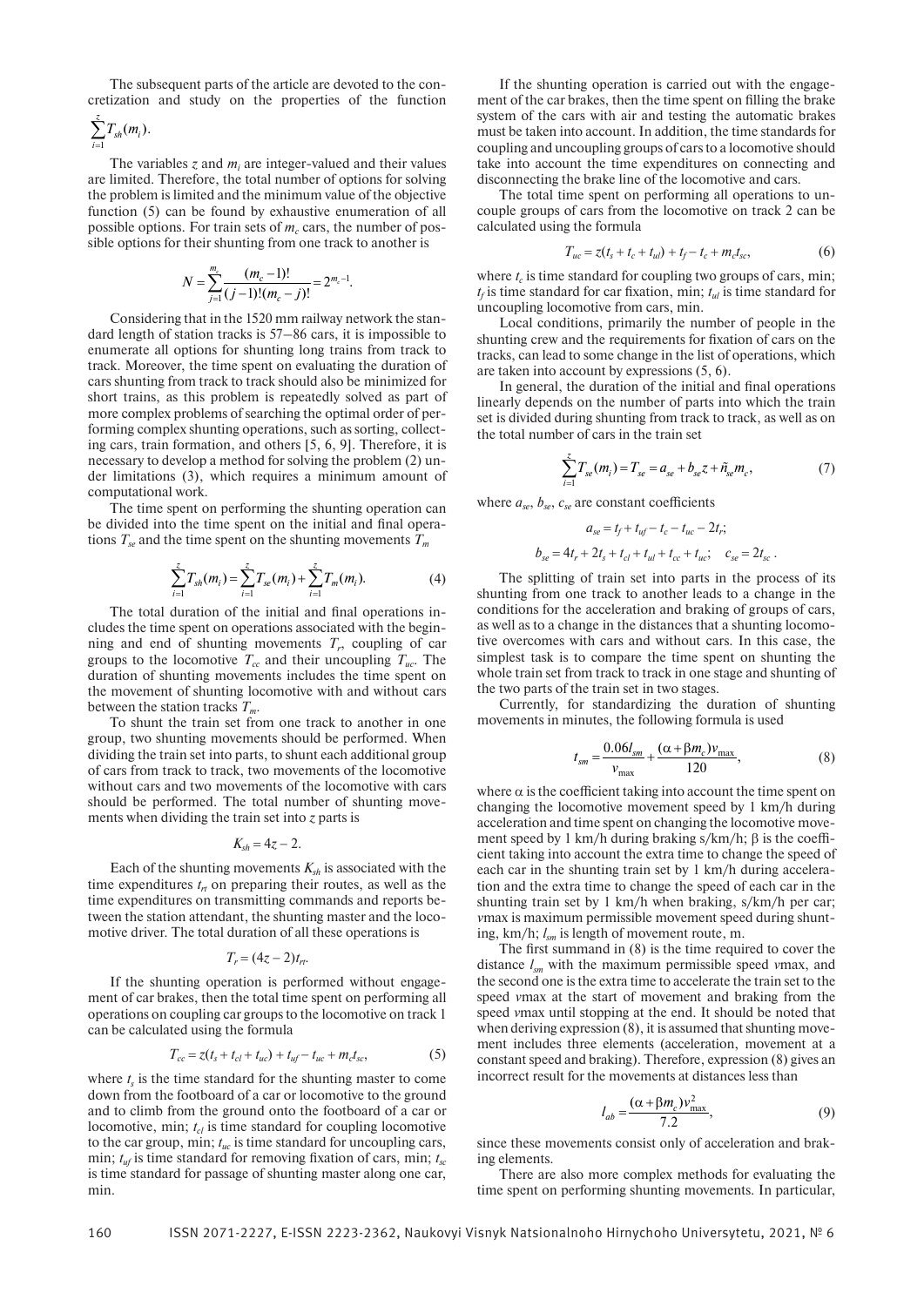The subsequent parts of the article are devoted to the concretization and study on the properties of the function $\sum_{i=1}^{z} T_{sh}(m_i)$.

The variables $z$ and $m_i$ are integer-valued and their values are limited. Therefore, the total number of options for solving the problem is limited and the minimum value of the objective function (5) can be found by exhaustive enumeration of all possible options. For train sets of $m_c$ cars, the number of possible options for their shunting from one track to another is

$$N = \sum_{j=1}^{m_c} \frac{(m_c - 1)!}{(j-1)!(m_c - j)!} = 2^{m_c - 1}.$$

Considering that in the 1520 mm railway network the standard length of station tracks is 57–86 cars, it is impossible to enumerate all options for shunting long trains from track to track. Moreover, the time spent on evaluating the duration of cars shunting from track to track should also be minimized for short trains, as this problem is repeatedly solved as part of more complex problems of searching the optimal order of performing complex shunting operations, such as sorting, collecting cars, train formation, and others [5, 6, 9]. Therefore, it is necessary to develop a method for solving the problem (2) under limitations (3), which requires a minimum amount of computational work.

The time spent on performing the shunting operation can be divided into the time spent on the initial and final operations $T_{se}$ and the time spent on the shunting movements $T_m$

$$\sum_{i=1}^{z} T_{sh}(m_i) = \sum_{i=1}^{z} T_{se}(m_i) + \sum_{i=1}^{z} T_m(m_i). \tag{4}$$

The total duration of the initial and final operations includes the time spent on operations associated with the beginning and end of shunting movements $T_r$, coupling of car groups to the locomotive $T_{cc}$ and their uncoupling $T_{uc}$. The duration of shunting movements includes the time spent on the movement of shunting locomotive with and without cars between the station tracks $T_m$.

To shunt the train set from one track to another in one group, two shunting movements should be performed. When dividing the train set into parts, to shunt each additional group of cars from track to track, two movements of the locomotive without cars and two movements of the locomotive with cars should be performed. The total number of shunting movements when dividing the train set into $z$ parts is

$$K_{sh} = 4z - 2.$$

Each of the shunting movements $K_{sh}$ is associated with the time expenditures $t_{rt}$ on preparing their routes, as well as the time expenditures on transmitting commands and reports between the station attendant, the shunting master and the locomotive driver. The total duration of all these operations is

$$T_r = (4z - 2)t_{rt}.$$

If the shunting operation is performed without engagement of car brakes, then the total time spent on performing all operations on coupling car groups to the locomotive on track 1 can be calculated using the formula

$$T_{cc} = z(t_s + t_{cl} + t_{uc}) + t_{uf} - t_{uc} + m_c t_{sc}, \tag{5}$$

where $t_s$ is the time standard for the shunting master to come down from the footboard of a car or locomotive to the ground and to climb from the ground onto the footboard of a car or locomotive, min; $t_{cl}$ is time standard for coupling locomotive to the car group, min; $t_{uc}$ is time standard for uncoupling cars, min; $t_{uf}$ is time standard for removing fixation of cars, min; $t_{sc}$ is time standard for passage of shunting master along one car, min.

If the shunting operation is carried out with the engagement of the car brakes, then the time spent on filling the brake system of the cars with air and testing the automatic brakes must be taken into account. In addition, the time standards for coupling and uncoupling groups of cars to a locomotive should take into account the time expenditures on connecting and disconnecting the brake line of the locomotive and cars.

The total time spent on performing all operations to uncouple groups of cars from the locomotive on track 2 can be calculated using the formula

$$T_{uc} = z(t_s + t_c + t_{ul}) + t_f - t_c + m_c t_{sc}, \tag{6}$$

where $t_c$ is time standard for coupling two groups of cars, min; $t_f$ is time standard for car fixation, min; $t_{ul}$ is time standard for uncoupling locomotive from cars, min.

Local conditions, primarily the number of people in the shunting crew and the requirements for fixation of cars on the tracks, can lead to some change in the list of operations, which are taken into account by expressions (5, 6).

In general, the duration of the initial and final operations linearly depends on the number of parts into which the train set is divided during shunting from track to track, as well as on the total number of cars in the train set

$$\sum_{i=1}^{z} T_{se}(m_i) = T_{se} = a_{se} + b_{se} z + \tilde{n}_{se} m_c, \tag{7}$$

where $a_{se}$, $b_{se}$, $c_{se}$ are constant coefficients

$$a_{se} = t_f + t_{uf} - t_c - t_{uc} - 2t_r;$$

$$b_{se} = 4t_r + 2t_s + t_{cl} + t_{ul} + t_{cc} + t_{uc}; \quad c_{se} = 2t_{sc}.$$

The splitting of train set into parts in the process of its shunting from one track to another leads to a change in the conditions for the acceleration and braking of groups of cars, as well as to a change in the distances that a shunting locomotive overcomes with cars and without cars. In this case, the simplest task is to compare the time spent on shunting the whole train set from track to track in one stage and shunting of the two parts of the train set in two stages.

Currently, for standardizing the duration of shunting movements in minutes, the following formula is used

$$t_{sm} = \frac{0.06 l_{sm}}{v_{\max}} + \frac{(\alpha + \beta m_c) v_{\max}}{120}, \tag{8}$$

where $\alpha$ is the coefficient taking into account the time spent on changing the locomotive movement speed by 1 km/h during acceleration and time spent on changing the locomotive movement speed by 1 km/h during braking s/km/h; $\beta$ is the coefficient taking into account the extra time to change the speed of each car in the shunting train set by 1 km/h during acceleration and the extra time to change the speed of each car in the shunting train set by 1 km/h when braking, s/km/h per car; $v$max is maximum permissible movement speed during shunting, km/h; $l_{sm}$ is length of movement route, m.

The first summand in (8) is the time required to cover the distance $l_{sm}$ with the maximum permissible speed $v$max, and the second one is the extra time to accelerate the train set to the speed $v$max at the start of movement and braking from the speed $v$max until stopping at the end. It should be noted that when deriving expression (8), it is assumed that shunting movement includes three elements (acceleration, movement at a constant speed and braking). Therefore, expression (8) gives an incorrect result for the movements at distances less than

$$l_{ab} = \frac{(\alpha + \beta m_c) v_{\max}^2}{7.2}, \tag{9}$$

since these movements consist only of acceleration and braking elements.

There are also more complex methods for evaluating the time spent on performing shunting movements. In particular,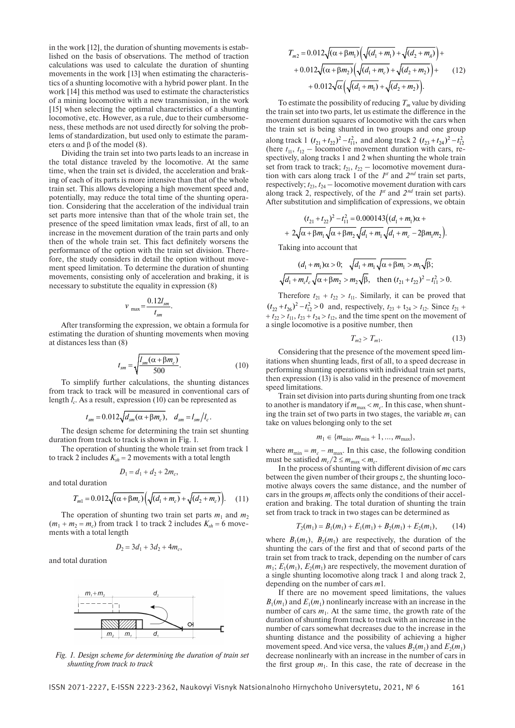in the work [12], the duration of shunting movements is established on the basis of observations. The method of traction calculations was used to calculate the duration of shunting movements in the work [13] when estimating the characteristics of a shunting locomotive with a hybrid power plant. In the work [14] this method was used to estimate the characteristics of a mining locomotive with a new transmission, in the work [15] when selecting the optimal characteristics of a shunting locomotive, etc. However, as a rule, due to their cumbersomeness, these methods are not used directly for solving the problems of standardization, but used only to estimate the parameters α and β of the model (8).

Dividing the train set into two parts leads to an increase in the total distance traveled by the locomotive. At the same time, when the train set is divided, the acceleration and braking of each of its parts is more intensive than that of the whole train set. This allows developing a high movement speed and, potentially, may reduce the total time of the shunting operation. Considering that the acceleration of the individual train set parts more intensive than that of the whole train set, the presence of the speed limitation *v*max leads, first of all, to an increase in the movement duration of the train parts and only then of the whole train set. This fact definitely worsens the performance of the option with the train set division. Therefore, the study considers in detail the option without movement speed limitation. To determine the duration of shunting movements, consisting only of acceleration and braking, it is necessary to substitute the equality in expression (8)

$$v_{\max} = \frac{0.12 l_{sm}}{t_{sm}}.$$

After transforming the expression, we obtain a formula for estimating the duration of shunting movements when moving at distances less than (8)

$$t_{sm} = \sqrt{\frac{l_{sm}(\alpha + \beta m_c)}{500}}. \quad (10)$$

To simplify further calculations, the shunting distances from track to track will be measured in conventional cars of length $l_c$. As a result, expression (10) can be represented as

$$t_{sm} = 0.012\sqrt{d_{sm}(\alpha + \beta m_c)}, \quad d_{sm} = l_{sm}/l_c.$$

The design scheme for determining the train set shunting duration from track to track is shown in Fig. 1.

The operation of shunting the whole train set from track 1 to track 2 includes $K_{sh} = 2$ movements with a total length

$$D_1 = d_1 + d_2 + 2m_c,$$

and total duration

$$T_{m1} = 0.012\sqrt{(\alpha + \beta m_c)}\left(\sqrt{(d_1 + m_c)} + \sqrt{(d_2 + m_c)}\right). \quad (11)$$

The operation of shunting two train set parts $m_1$ and $m_2$ ($m_1 + m_2 = m_c$) from track 1 to track 2 includes $K_{sh} = 6$ movements with a total length

$$D_2 = 3d_1 + 3d_2 + 4m_c,$$

and total duration

*Fig. 1. Design scheme for determining the duration of train set shunting from track to track*

$$\begin{aligned} T_{m2} &= 0.012\sqrt{(\alpha + \beta m_1)}\left(\sqrt{(d_1 + m_1)} + \sqrt{(d_2 + m_1)}\right) + \\ &+ 0.012\sqrt{(\alpha + \beta m_2)}\left(\sqrt{(d_1 + m_c)} + \sqrt{(d_2 + m_2)}\right) + \\ &+ 0.012\sqrt{\alpha}\left(\sqrt{(d_1 + m_1)} + \sqrt{(d_2 + m_2)}\right). \end{aligned} \quad (12)$$

To estimate the possibility of reducing $T_m$ value by dividing the train set into two parts, let us estimate the difference in the movement duration squares of locomotive with the cars when the train set is being shunted in two groups and one group along track 1 $(t_{21} + t_{22})^2 - t_{11}^2$, and along track 2 $(t_{23} + t_{24})^2 - t_{12}^2$ (here $t_{11}$, $t_{12}$ – locomotive movement duration with cars, respectively, along tracks 1 and 2 when shunting the whole train set from track to track; $t_{21}$, $t_{22}$ – locomotive movement duration with cars along track 1 of the *1st* and *2nd* train set parts, respectively; $t_{23}$, $t_{24}$ – locomotive movement duration with cars along track 2, respectively, of the *1st* and *2nd* train set parts). After substitution and simplification of expressions, we obtain

$$\begin{aligned} (t_{21} + t_{22})^2 - t_{11}^2 &= 0.000143\big((d_1 + m_1)\alpha + \\ &+ 2\sqrt{\alpha + \beta m_1}\sqrt{\alpha + \beta m_2}\sqrt{d_1 + m_1}\sqrt{d_1 + m_c} - 2\beta m_1 m_2\big). \end{aligned}$$

Taking into account that

$$(d_1 + m_1)\alpha > 0; \quad \sqrt{d_1 + m_1}\sqrt{\alpha + \beta m_1} > m_1\sqrt{\beta};$$

$$\sqrt{d_1 + m_c l_c}\sqrt{\alpha + \beta m_2} > m_2\sqrt{\beta}, \quad \text{then } (t_{21} + t_{22})^2 - t_{11}^2 > 0.$$

Therefore $t_{21} + t_{22} > t_{11}$. Similarly, it can be proved that $(t_{22} + t_{26})^2 - t_{12}^2 > 0$ and, respectively, $t_{23} + t_{24} > t_{12}$. Since $t_{21} + t_{22} > t_{11}$, $t_{23} + t_{24} > t_{12}$, and the time spent on the movement of a single locomotive is a positive number, then

$$T_{m2} > T_{m1}. \quad (13)$$

Considering that the presence of the movement speed limitations when shunting leads, first of all, to a speed decrease in performing shunting operations with individual train set parts, then expression (13) is also valid in the presence of movement speed limitations.

Train set division into parts during shunting from one track to another is mandatory if $m_{\max} < m_c$. In this case, when shunting the train set of two parts in two stages, the variable $m_1$ can take on values belonging only to the set

$$m_1 \in \{m_{\min}, m_{\min} + 1, \ldots, m_{\max}\},$$

where $m_{\min} = m_c - m_{\max}$. In this case, the following condition must be satisfied $m_c/2 \le m_{\max} < m_c$.

In the process of shunting with different division of *m*c cars between the given number of their groups *z*, the shunting locomotive always covers the same distance, and the number of cars in the groups $m_i$ affects only the conditions of their acceleration and braking. The total duration of shunting the train set from track to track in two stages can be determined as

$$T_2(m_1) = B_1(m_1) + E_1(m_1) + B_2(m_1) + E_2(m_1), \quad (14)$$

where $B_1(m_1)$, $B_2(m_1)$ are respectively, the duration of the shunting the cars of the first and that of second parts of the train set from track to track, depending on the number of cars $m_1$; $E_1(m_1)$, $E_2(m_1)$ are respectively, the movement duration of a single shunting locomotive along track 1 and along track 2, depending on the number of cars *m*1.

If there are no movement speed limitations, the values $B_1(m_1)$ and $E_1(m_1)$ nonlinearly increase with an increase in the number of cars $m_1$. At the same time, the growth rate of the duration of shunting from track to track with an increase in the number of cars somewhat decreases due to the increase in the shunting distance and the possibility of achieving a higher movement speed. And vice versa, the values $B_2(m_1)$ and $E_2(m_1)$ decrease nonlinearly with an increase in the number of cars in the first group $m_1$. In this case, the rate of decrease in the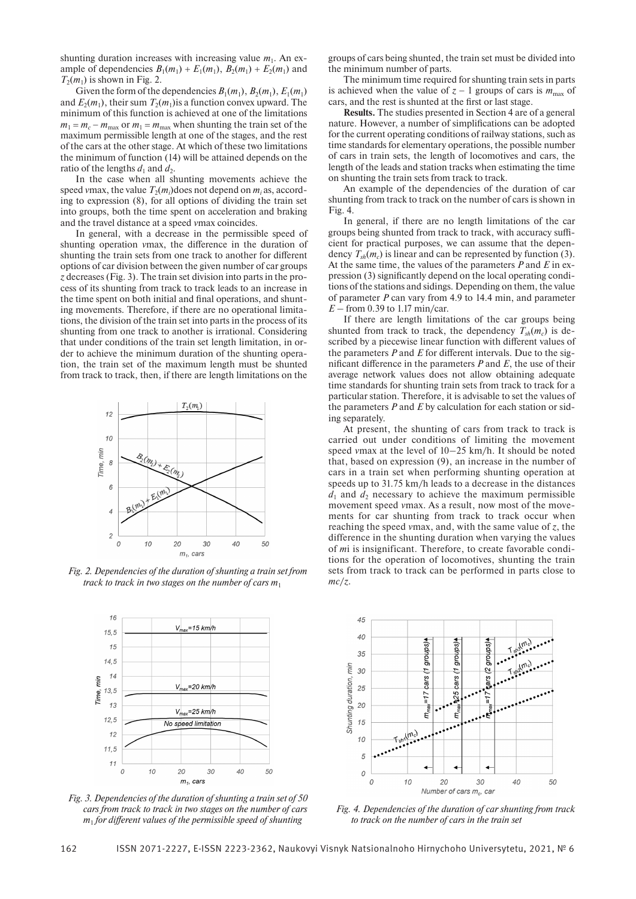shunting duration increases with increasing value $m_1$. An example of dependencies $B_1(m_1) + E_1(m_1)$, $B_2(m_1) + E_2(m_1)$ and $T_2(m_1)$ is shown in Fig. 2.

Given the form of the dependencies $B_1(m_1)$, $B_2(m_1)$, $E_1(m_1)$ and $E_2(m_1)$, their sum $T_2(m_1)$ is a function convex upward. The minimum of this function is achieved at one of the limitations $m_1 = m_c - m_{\max}$ or $m_1 = m_{\max}$ when shunting the train set of the maximum permissible length at one of the stages, and the rest of the cars at the other stage. At which of these two limitations the minimum of function (14) will be attained depends on the ratio of the lengths $d_1$ and $d_2$.

In the case when all shunting movements achieve the speed $v$max, the value $T_2(m_i)$does not depend on $m_i$ as, according to expression (8), for all options of dividing the train set into groups, both the time spent on acceleration and braking and the travel distance at a speed $v$max coincides.

In general, with a decrease in the permissible speed of shunting operation $v$max, the difference in the duration of shunting the train sets from one track to another for different options of car division between the given number of car groups $z$ decreases (Fig. 3). The train set division into parts in the process of its shunting from track to track leads to an increase in the time spent on both initial and final operations, and shunting movements. Therefore, if there are no operational limitations, the division of the train set into parts in the process of its shunting from one track to another is irrational. Considering that under conditions of the train set length limitation, in order to achieve the minimum duration of the shunting operation, the train set of the maximum length must be shunted from track to track, then, if there are length limitations on the groups of cars being shunted, the train set must be divided into the minimum number of parts.

*Fig. 2. Dependencies of the duration of shunting a train set from track to track in two stages on the number of cars $m_1$*

*Fig. 3. Dependencies of the duration of shunting a train set of 50 cars from track to track in two stages on the number of cars $m_1$ for different values of the permissible speed of shunting*

The minimum time required for shunting train sets in parts is achieved when the value of $z - 1$ groups of cars is $m_{\max}$ of cars, and the rest is shunted at the first or last stage.

**Results.** The studies presented in Section 4 are of a general nature. However, a number of simplifications can be adopted for the current operating conditions of railway stations, such as time standards for elementary operations, the possible number of cars in train sets, the length of locomotives and cars, the length of the leads and station tracks when estimating the time on shunting the train sets from track to track.

An example of the dependencies of the duration of car shunting from track to track on the number of cars is shown in Fig. 4.

In general, if there are no length limitations of the car groups being shunted from track to track, with accuracy sufficient for practical purposes, we can assume that the dependency $T_{sh}(m_c)$ is linear and can be represented by function (3). At the same time, the values of the parameters $P$ and $E$ in expression (3) significantly depend on the local operating conditions of the stations and sidings. Depending on them, the value of parameter $P$ can vary from 4.9 to 14.4 min, and parameter $E$ – from 0.39 to 1.17 min/car.

If there are length limitations of the car groups being shunted from track to track, the dependency $T_{sh}(m_c)$ is described by a piecewise linear function with different values of the parameters $P$ and $E$ for different intervals. Due to the significant difference in the parameters $P$ and $E$, the use of their average network values does not allow obtaining adequate time standards for shunting train sets from track to track for a particular station. Therefore, it is advisable to set the values of the parameters $P$ and $E$ by calculation for each station or siding separately.

At present, the shunting of cars from track to track is carried out under conditions of limiting the movement speed $v$max at the level of 10–25 km/h. It should be noted that, based on expression (9), an increase in the number of cars in a train set when performing shunting operation at speeds up to 31.75 km/h leads to a decrease in the distances $d_1$ and $d_2$ necessary to achieve the maximum permissible movement speed $v$max. As a result, now most of the movements for car shunting from track to track occur when reaching the speed $v$max, and, with the same value of $z$, the difference in the shunting duration when varying the values of $m$i is insignificant. Therefore, to create favorable conditions for the operation of locomotives, shunting the train sets from track to track can be performed in parts close to $mc/z$.

*Fig. 4. Dependencies of the duration of car shunting from track to track on the number of cars in the train set*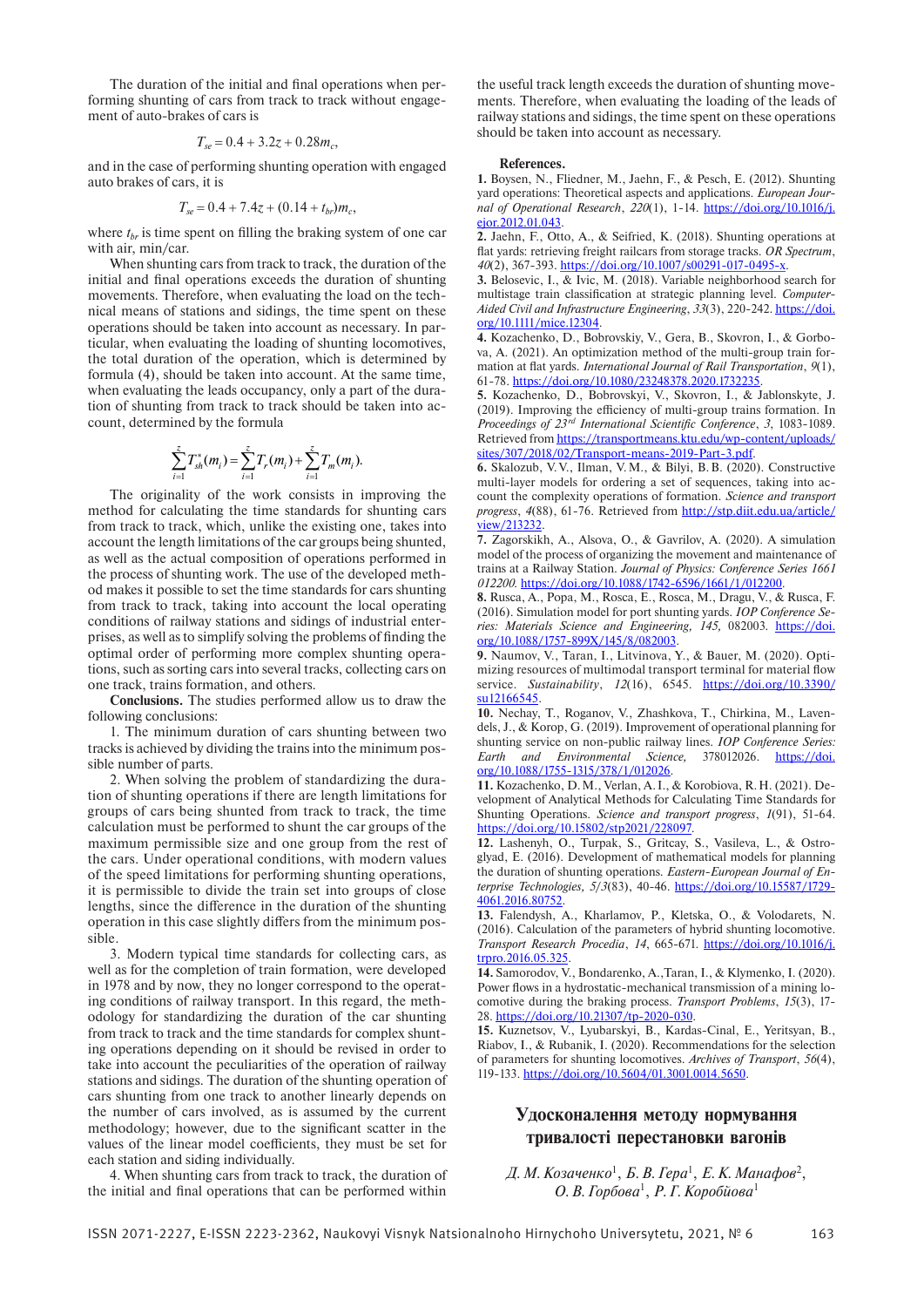The duration of the initial and final operations when performing shunting of cars from track to track without engagement of auto-brakes of cars is

$$T_{se} = 0.4 + 3.2z + 0.28m_c,$$

and in the case of performing shunting operation with engaged auto brakes of cars, it is

$$T_{se} = 0.4 + 7.4z + (0.14 + t_{br})m_c,$$

where $t_{br}$ is time spent on filling the braking system of one car with air, min/car.

When shunting cars from track to track, the duration of the initial and final operations exceeds the duration of shunting movements. Therefore, when evaluating the load on the technical means of stations and sidings, the time spent on these operations should be taken into account as necessary. In particular, when evaluating the loading of shunting locomotives, the total duration of the operation, which is determined by formula (4), should be taken into account. At the same time, when evaluating the leads occupancy, only a part of the duration of shunting from track to track should be taken into account, determined by the formula

$$\sum_{i=1}^{z} T_{sh}^{*}(m_i) = \sum_{i=1}^{z} T_r(m_i) + \sum_{i=1}^{z} T_m(m_i).$$

The originality of the work consists in improving the method for calculating the time standards for shunting cars from track to track, which, unlike the existing one, takes into account the length limitations of the car groups being shunted, as well as the actual composition of operations performed in the process of shunting work. The use of the developed method makes it possible to set the time standards for cars shunting from track to track, taking into account the local operating conditions of railway stations and sidings of industrial enterprises, as well as to simplify solving the problems of finding the optimal order of performing more complex shunting operations, such as sorting cars into several tracks, collecting cars on one track, trains formation, and others.

**Conclusions.** The studies performed allow us to draw the following conclusions:

1. The minimum duration of cars shunting between two tracks is achieved by dividing the trains into the minimum possible number of parts.

2. When solving the problem of standardizing the duration of shunting operations if there are length limitations for groups of cars being shunted from track to track, the time calculation must be performed to shunt the car groups of the maximum permissible size and one group from the rest of the cars. Under operational conditions, with modern values of the speed limitations for performing shunting operations, it is permissible to divide the train set into groups of close lengths, since the difference in the duration of the shunting operation in this case slightly differs from the minimum possible.

3. Modern typical time standards for collecting cars, as well as for the completion of train formation, were developed in 1978 and by now, they no longer correspond to the operating conditions of railway transport. In this regard, the methodology for standardizing the duration of the car shunting from track to track and the time standards for complex shunting operations depending on it should be revised in order to take into account the peculiarities of the operation of railway stations and sidings. The duration of the shunting operation of cars shunting from one track to another linearly depends on the number of cars involved, as is assumed by the current methodology; however, due to the significant scatter in the values of the linear model coefficients, they must be set for each station and siding individually.

4. When shunting cars from track to track, the duration of the initial and final operations that can be performed within the useful track length exceeds the duration of shunting movements. Therefore, when evaluating the loading of the leads of railway stations and sidings, the time spent on these operations should be taken into account as necessary.

**References.**

1. Boysen, N., Fliedner, M., Jaehn, F., & Pesch, E. (2012). Shunting yard operations: Theoretical aspects and applications. *European Journal of Operational Research*, *220*(1), 1-14. https://doi.org/10.1016/j.ejor.2012.01.043.

2. Jaehn, F., Otto, A., & Seifried, K. (2018). Shunting operations at flat yards: retrieving freight railcars from storage tracks. *OR Spectrum*, *40*(2), 367-393. https://doi.org/10.1007/s00291-017-0495-x.

3. Belosevic, I., & Ivic, M. (2018). Variable neighborhood search for multistage train classification at strategic planning level. *Computer-Aided Civil and Infrastructure Engineering*, *33*(3), 220-242. https://doi.org/10.1111/mice.12304.

4. Kozachenko, D., Bobrovskiy, V., Gera, B., Skovron, I., & Gorbova, A. (2021). An optimization method of the multi-group train formation at flat yards. *International Journal of Rail Transportation*, *9*(1), 61-78. https://doi.org/10.1080/23248378.2020.1732235.

5. Kozachenko, D., Bobrovskyi, V., Skovron, I., & Jablonskyte, J. (2019). Improving the efficiency of multi-group trains formation. In *Proceedings of 23rd International Scientific Conference*, *3*, 1083-1089. Retrieved from https://transportmeans.ktu.edu/wp-content/uploads/sites/307/2018/02/Transport-means-2019-Part-3.pdf.

6. Skalozub, V. V., Ilman, V. M., & Bilyi, B. B. (2020). Constructive multi-layer models for ordering a set of sequences, taking into account the complexity operations of formation. *Science and transport progress*, *4*(88), 61-76. Retrieved from http://stp.diit.edu.ua/article/view/213232.

7. Zagorskikh, A., Alsova, O., & Gavrilov, A. (2020). A simulation model of the process of organizing the movement and maintenance of trains at a Railway Station. *Journal of Physics: Conference Series 1661 012200*. https://doi.org/10.1088/1742-6596/1661/1/012200.

8. Rusca, A., Popa, M., Rosca, E., Rosca, M., Dragu, V., & Rusca, F. (2016). Simulation model for port shunting yards. *IOP Conference Series: Materials Science and Engineering, 145,* 082003. https://doi.org/10.1088/1757-899X/145/8/082003.

9. Naumov, V., Taran, I., Litvinova, Y., & Bauer, M. (2020). Optimizing resources of multimodal transport terminal for material flow service. *Sustainability*, *12*(16), 6545. https://doi.org/10.3390/su12166545.

10. Nechay, T., Roganov, V., Zhashkova, T., Chirkina, M., Lavendels, J., & Korop, G. (2019). Improvement of operational planning for shunting service on non-public railway lines. *IOP Conference Series: Earth and Environmental Science,* 378012026. https://doi.org/10.1088/1755-1315/378/1/012026.

11. Kozachenko, D. M., Verlan, A. I., & Korobiova, R. H. (2021). Development of Analytical Methods for Calculating Time Standards for Shunting Operations. *Science and transport progress*, *1*(91), 51-64. https://doi.org/10.15802/stp2021/228097.

12. Lashenyh, O., Turpak, S., Gritcay, S., Vasileva, L., & Ostroglyad, E. (2016). Development of mathematical models for planning the duration of shunting operations. *Eastern-European Journal of Enterprise Technologies, 5/3*(83), 40-46. https://doi.org/10.15587/1729-4061.2016.80752.

13. Falendysh, A., Kharlamov, P., Kletska, O., & Volodarets, N. (2016). Calculation of the parameters of hybrid shunting locomotive. *Transport Research Procedia*, *14*, 665-671. https://doi.org/10.1016/j.trpro.2016.05.325.

14. Samorodov, V., Bondarenko, A.,Taran, I., & Klymenko, I. (2020). Power flows in a hydrostatic-mechanical transmission of a mining locomotive during the braking process. *Transport Problems*, *15*(3), 17-28. https://doi.org/10.21307/tp-2020-030.

15. Kuznetsov, V., Lyubarskyi, B., Kardas-Cinal, E., Yeritsyan, B., Riabov, I., & Rubanik, I. (2020). Recommendations for the selection of parameters for shunting locomotives. *Archives of Transport*, *56*(4), 119-133. https://doi.org/10.5604/01.3001.0014.5650.

## Удосконалення методу нормування тривалості перестановки вагонів

*Д. М. Козаченко*[1], *Б. В. Гера*[1], *Е. К. Манафов*[2], *О. В. Горбова*[1], *Р. Г. Коробйова*[1]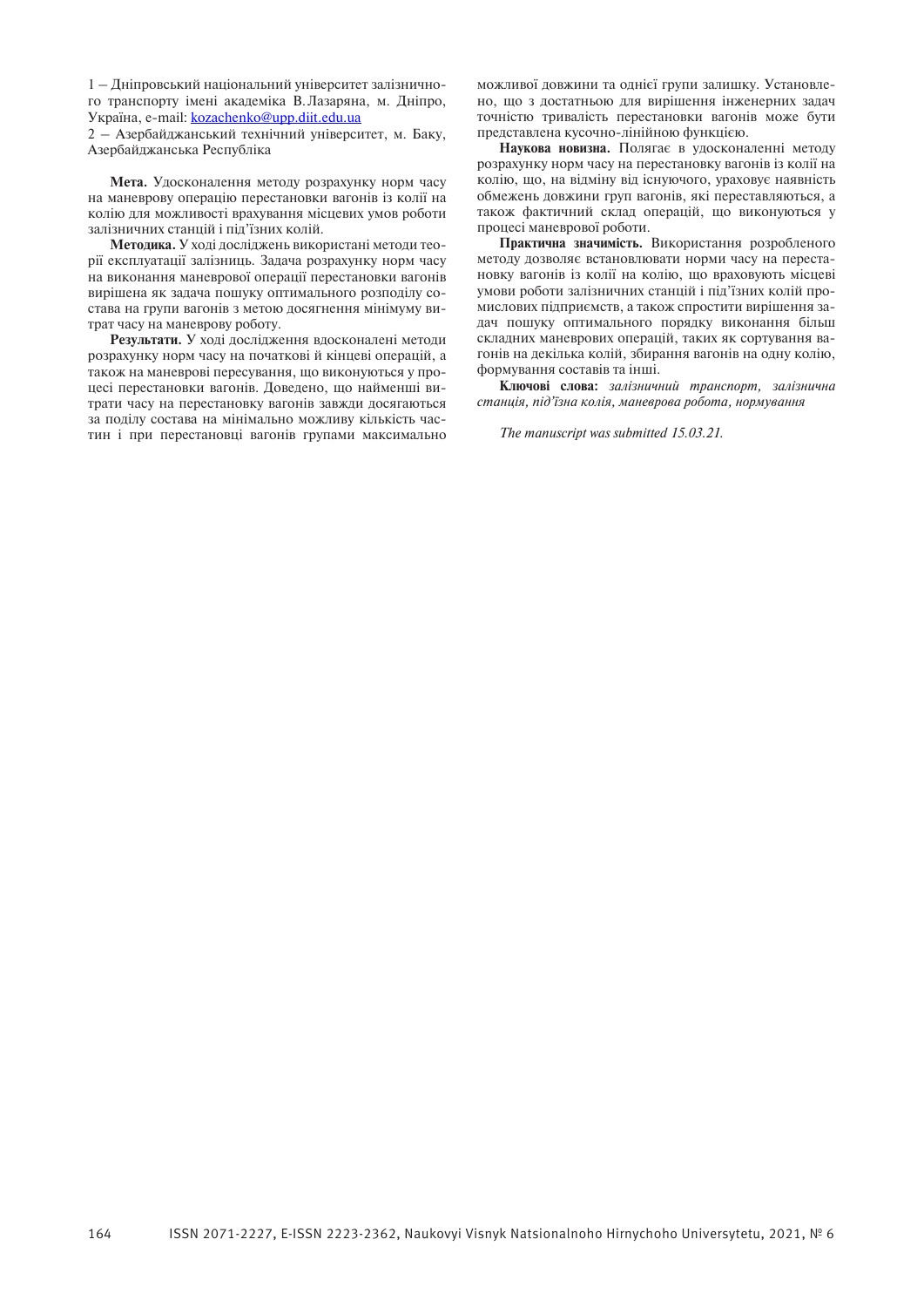1 – Дніпровський національний університет залізничного транспорту імені академіка В.Лазаряна, м. Дніпро, Україна, e-mail: kozachenko@upp.diit.edu.ua

2 – Азербайджанський технічний університет, м. Баку, Азербайджанська Республіка

**Мета.** Удосконалення методу розрахунку норм часу на маневрову операцію перестановки вагонів із колії на колію для можливості врахування місцевих умов роботи залізничних станцій і під'їзних колій.

**Методика.** У ході досліджень використані методи теорії експлуатації залізниць. Задача розрахунку норм часу на виконання маневрової операції перестановки вагонів вирішена як задача пошуку оптимального розподілу состава на групи вагонів з метою досягнення мінімуму витрат часу на маневрову роботу.

**Результати.** У ході дослідження вдосконалені методи розрахунку норм часу на початкові й кінцеві операцій, а також на маневрові пересування, що виконуються у процесі перестановки вагонів. Доведено, що найменші витрати часу на перестановку вагонів завжди досягаються за поділу состава на мінімально можливу кількість частин і при перестановці вагонів групами максимально можливої довжини та однієї групи залишку. Установлено, що з достатньою для вирішення інженерних задач точністю тривалість перестановки вагонів може бути представлена кусочно-лінійною функцією.

**Наукова новизна.** Полягає в удосконаленні методу розрахунку норм часу на перестановку вагонів із колії на колію, що, на відміну від існуючого, ураховує наявність обмежень довжини груп вагонів, які переставляються, а також фактичний склад операцій, що виконуються у процесі маневрової роботи.

**Практична значимість.** Використання розробленого методу дозволяє встановлювати норми часу на перестановку вагонів із колії на колію, що враховують місцеві умови роботи залізничних станцій і під'їзних колій промислових підприємств, а також спростити вирішення задач пошуку оптимального порядку виконання більш складних маневрових операцій, таких як сортування вагонів на декілька колій, збирання вагонів на одну колію, формування составів та інші.

**Ключові слова:** *залізничний транспорт, залізнична станція, під'їзна колія, маневрова робота, нормування*

*The manuscript was submitted 15.03.21.*